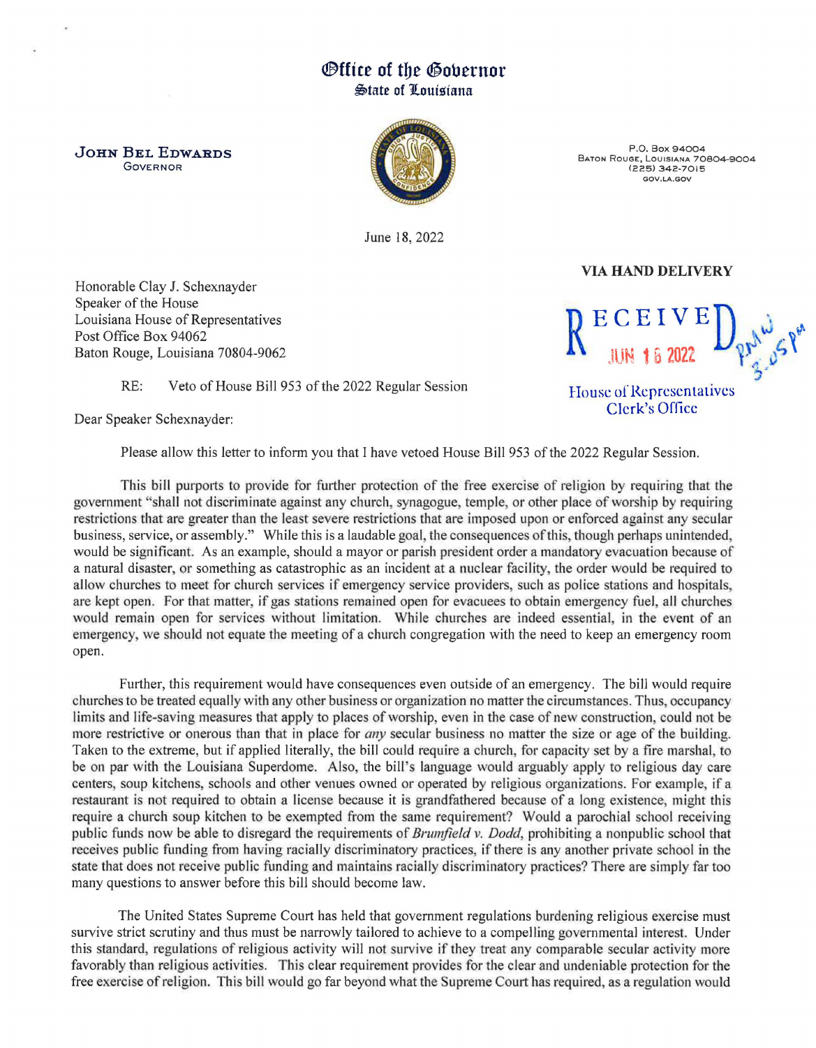# Office of the Governor
## State of Louisiana

**JOHN BEL EDWARDS**
GOVERNOR

P.O. Box 94004
Baton Rouge, Louisiana 70804-9004
(225) 342-7015
GOV.LA.GOV

June 18, 2022

**VIA HAND DELIVERY**

RECEIVED
JUN 18 2022
House of Representatives
Clerk's Office

Honorable Clay J. Schexnayder
Speaker of the House
Louisiana House of Representatives
Post Office Box 94062
Baton Rouge, Louisiana 70804-9062

RE: Veto of House Bill 953 of the 2022 Regular Session

Dear Speaker Schexnayder:

Please allow this letter to inform you that I have vetoed House Bill 953 of the 2022 Regular Session.

This bill purports to provide for further protection of the free exercise of religion by requiring that the government "shall not discriminate against any church, synagogue, temple, or other place of worship by requiring restrictions that are greater than the least severe restrictions that are imposed upon or enforced against any secular business, service, or assembly." While this is a laudable goal, the consequences of this, though perhaps unintended, would be significant. As an example, should a mayor or parish president order a mandatory evacuation because of a natural disaster, or something as catastrophic as an incident at a nuclear facility, the order would be required to allow churches to meet for church services if emergency service providers, such as police stations and hospitals, are kept open. For that matter, if gas stations remained open for evacuees to obtain emergency fuel, all churches would remain open for services without limitation. While churches are indeed essential, in the event of an emergency, we should not equate the meeting of a church congregation with the need to keep an emergency room open.

Further, this requirement would have consequences even outside of an emergency. The bill would require churches to be treated equally with any other business or organization no matter the circumstances. Thus, occupancy limits and life-saving measures that apply to places of worship, even in the case of new construction, could not be more restrictive or onerous than that in place for *any* secular business no matter the size or age of the building. Taken to the extreme, but if applied literally, the bill could require a church, for capacity set by a fire marshal, to be on par with the Louisiana Superdome. Also, the bill's language would arguably apply to religious day care centers, soup kitchens, schools and other venues owned or operated by religious organizations. For example, if a restaurant is not required to obtain a license because it is grandfathered because of a long existence, might this require a church soup kitchen to be exempted from the same requirement? Would a parochial school receiving public funds now be able to disregard the requirements of *Brumfield v. Dodd*, prohibiting a nonpublic school that receives public funding from having racially discriminatory practices, if there is any another private school in the state that does not receive public funding and maintains racially discriminatory practices? There are simply far too many questions to answer before this bill should become law.

The United States Supreme Court has held that government regulations burdening religious exercise must survive strict scrutiny and thus must be narrowly tailored to achieve to a compelling governmental interest. Under this standard, regulations of religious activity will not survive if they treat any comparable secular activity more favorably than religious activities. This clear requirement provides for the clear and undeniable protection for the free exercise of religion. This bill would go far beyond what the Supreme Court has required, as a regulation would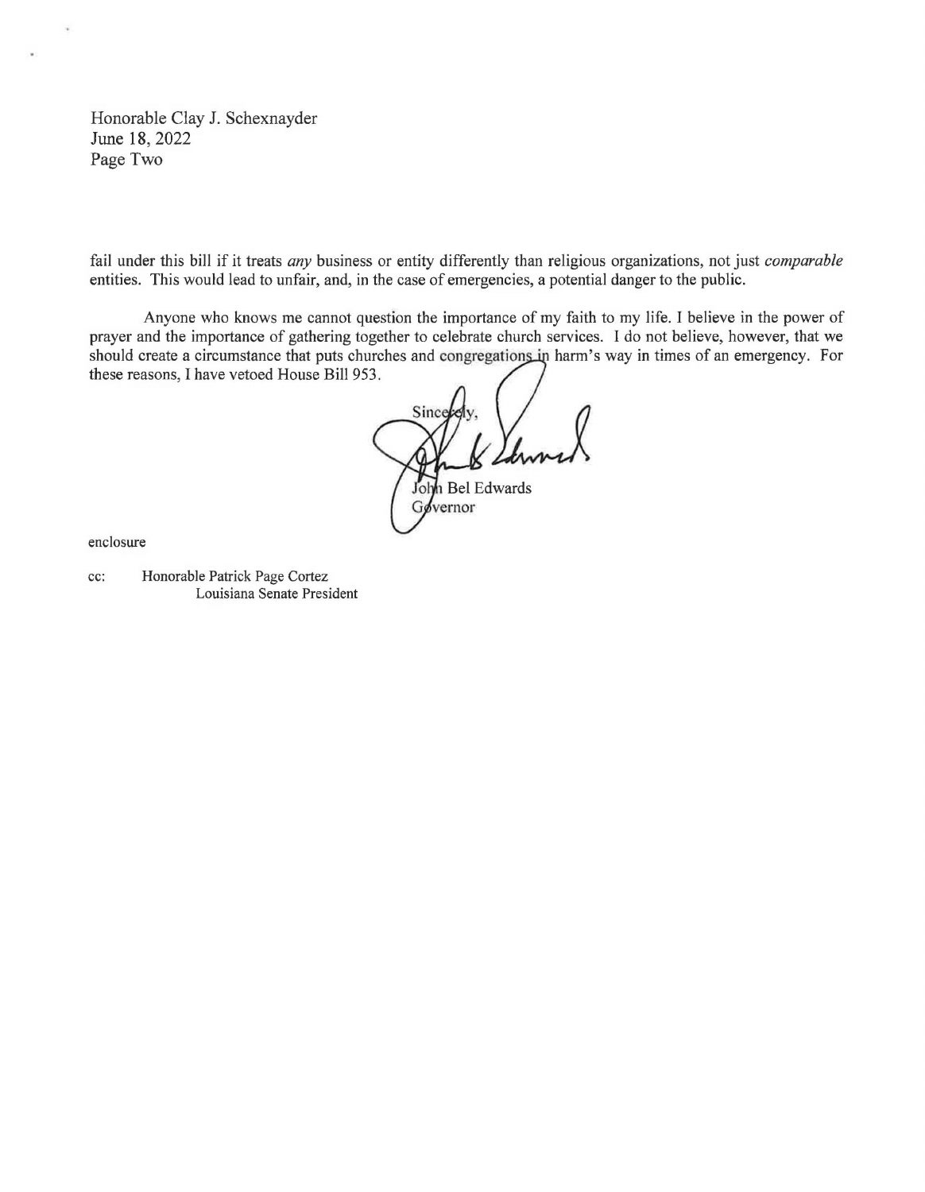Honorable Clay J. Schexnayder
June 18, 2022
Page Two

fail under this bill if it treats *any* business or entity differently than religious organizations, not just *comparable* entities. This would lead to unfair, and, in the case of emergencies, a potential danger to the public.

Anyone who knows me cannot question the importance of my faith to my life. I believe in the power of prayer and the importance of gathering together to celebrate church services. I do not believe, however, that we should create a circumstance that puts churches and congregations in harm's way in times of an emergency. For these reasons, I have vetoed House Bill 953.

Sincerely,

John Bel Edwards
Governor

enclosure

cc: Honorable Patrick Page Cortez
Louisiana Senate President